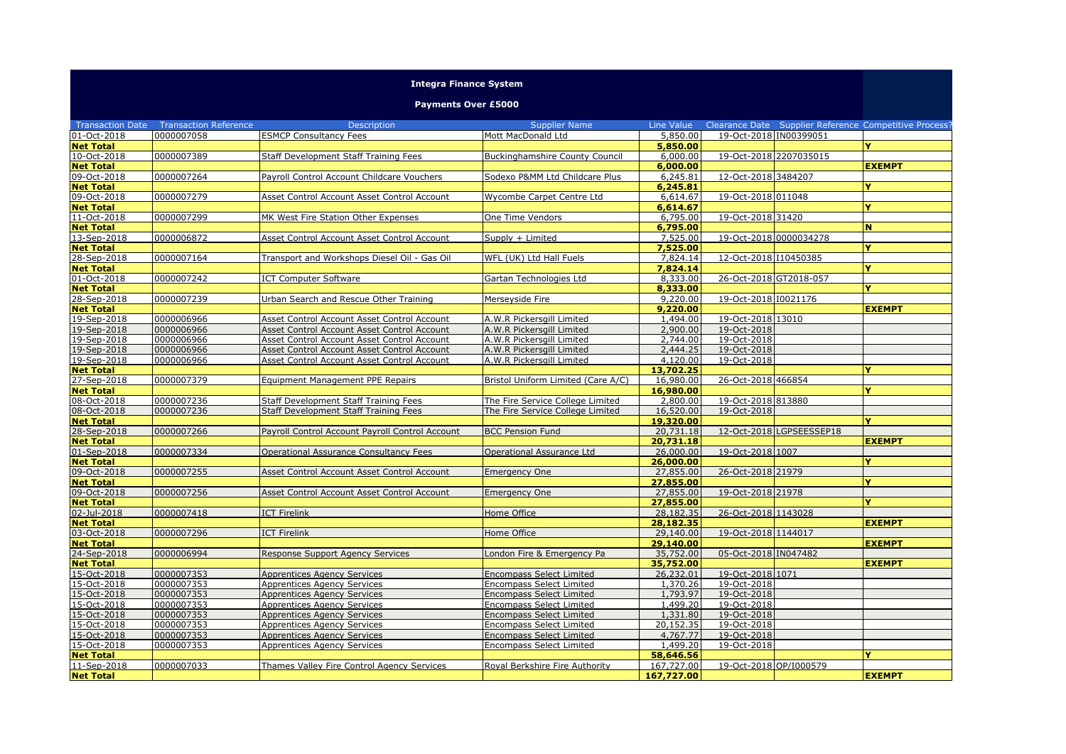# Integra Finance System

## Payments Over £5000

| Transaction Date | Transaction Reference | Description | Supplier Name | Line Value | Clearance Date | Supplier Reference | Competitive Process? |
|---|---|---|---|---|---|---|---|
| 01-Oct-2018 | 0000007058 | ESMCP Consultancy Fees | Mott MacDonald Ltd | 5,850.00 | 19-Oct-2018 | IN00399051 | |
| **Net Total** | | | | **5,850.00** | | | **Y** |
| 10-Oct-2018 | 0000007389 | Staff Development Staff Training Fees | Buckinghamshire County Council | 6,000.00 | 19-Oct-2018 | 2207035015 | |
| **Net Total** | | | | **6,000.00** | | | **EXEMPT** |
| 09-Oct-2018 | 0000007264 | Payroll Control Account Childcare Vouchers | Sodexo P&MM Ltd Childcare Plus | 6,245.81 | 12-Oct-2018 | 3484207 | |
| **Net Total** | | | | **6,245.81** | | | **Y** |
| 09-Oct-2018 | 0000007279 | Asset Control Account Asset Control Account | Wycombe Carpet Centre Ltd | 6,614.67 | 19-Oct-2018 | 011048 | |
| **Net Total** | | | | **6,614.67** | | | **Y** |
| 11-Oct-2018 | 0000007299 | MK West Fire Station Other Expenses | One Time Vendors | 6,795.00 | 19-Oct-2018 | 31420 | |
| **Net Total** | | | | **6,795.00** | | | **N** |
| 13-Sep-2018 | 0000006872 | Asset Control Account Asset Control Account | Supply + Limited | 7,525.00 | 19-Oct-2018 | 0000034278 | |
| **Net Total** | | | | **7,525.00** | | | **Y** |
| 28-Sep-2018 | 0000007164 | Transport and Workshops Diesel Oil - Gas Oil | WFL (UK) Ltd Hall Fuels | 7,824.14 | 12-Oct-2018 | I10450385 | |
| **Net Total** | | | | **7,824.14** | | | **Y** |
| 01-Oct-2018 | 0000007242 | ICT Computer Software | Gartan Technologies Ltd | 8,333.00 | 26-Oct-2018 | GT2018-057 | |
| **Net Total** | | | | **8,333.00** | | | **Y** |
| 28-Sep-2018 | 0000007239 | Urban Search and Rescue Other Training | Merseyside Fire | 9,220.00 | 19-Oct-2018 | I0021176 | |
| **Net Total** | | | | **9,220.00** | | | **EXEMPT** |
| 19-Sep-2018 | 0000006966 | Asset Control Account Asset Control Account | A.W.R Pickersgill Limited | 1,494.00 | 19-Oct-2018 | 13010 | |
| 19-Sep-2018 | 0000006966 | Asset Control Account Asset Control Account | A.W.R Pickersgill Limited | 2,900.00 | 19-Oct-2018 | | |
| 19-Sep-2018 | 0000006966 | Asset Control Account Asset Control Account | A.W.R Pickersgill Limited | 2,744.00 | 19-Oct-2018 | | |
| 19-Sep-2018 | 0000006966 | Asset Control Account Asset Control Account | A.W.R Pickersgill Limited | 2,444.25 | 19-Oct-2018 | | |
| 19-Sep-2018 | 0000006966 | Asset Control Account Asset Control Account | A.W.R Pickersgill Limited | 4,120.00 | 19-Oct-2018 | | |
| **Net Total** | | | | **13,702.25** | | | **Y** |
| 27-Sep-2018 | 0000007379 | Equipment Management PPE Repairs | Bristol Uniform Limited (Care A/C) | 16,980.00 | 26-Oct-2018 | 466854 | |
| **Net Total** | | | | **16,980.00** | | | **Y** |
| 08-Oct-2018 | 0000007236 | Staff Development Staff Training Fees | The Fire Service College Limited | 2,800.00 | 19-Oct-2018 | 813880 | |
| 08-Oct-2018 | 0000007236 | Staff Development Staff Training Fees | The Fire Service College Limited | 16,520.00 | 19-Oct-2018 | | |
| **Net Total** | | | | **19,320.00** | | | **Y** |
| 28-Sep-2018 | 0000007266 | Payroll Control Account Payroll Control Account | BCC Pension Fund | 20,731.18 | 12-Oct-2018 | LGPSEESSEP18 | |
| **Net Total** | | | | **20,731.18** | | | **EXEMPT** |
| 01-Sep-2018 | 0000007334 | Operational Assurance Consultancy Fees | Operational Assurance Ltd | 26,000.00 | 19-Oct-2018 | 1007 | |
| **Net Total** | | | | **26,000.00** | | | **Y** |
| 09-Oct-2018 | 0000007255 | Asset Control Account Asset Control Account | Emergency One | 27,855.00 | 26-Oct-2018 | 21979 | |
| **Net Total** | | | | **27,855.00** | | | **Y** |
| 09-Oct-2018 | 0000007256 | Asset Control Account Asset Control Account | Emergency One | 27,855.00 | 19-Oct-2018 | 21978 | |
| **Net Total** | | | | **27,855.00** | | | **Y** |
| 02-Jul-2018 | 0000007418 | ICT Firelink | Home Office | 28,182.35 | 26-Oct-2018 | 1143028 | |
| **Net Total** | | | | **28,182.35** | | | **EXEMPT** |
| 03-Oct-2018 | 0000007296 | ICT Firelink | Home Office | 29,140.00 | 19-Oct-2018 | 1144017 | |
| **Net Total** | | | | **29,140.00** | | | **EXEMPT** |
| 24-Sep-2018 | 0000006994 | Response Support Agency Services | London Fire & Emergency Pa | 35,752.00 | 05-Oct-2018 | IN047482 | |
| **Net Total** | | | | **35,752.00** | | | **EXEMPT** |
| 15-Oct-2018 | 0000007353 | Apprentices Agency Services | Encompass Select Limited | 26,232.01 | 19-Oct-2018 | 1071 | |
| 15-Oct-2018 | 0000007353 | Apprentices Agency Services | Encompass Select Limited | 1,370.26 | 19-Oct-2018 | | |
| 15-Oct-2018 | 0000007353 | Apprentices Agency Services | Encompass Select Limited | 1,793.97 | 19-Oct-2018 | | |
| 15-Oct-2018 | 0000007353 | Apprentices Agency Services | Encompass Select Limited | 1,499.20 | 19-Oct-2018 | | |
| 15-Oct-2018 | 0000007353 | Apprentices Agency Services | Encompass Select Limited | 1,331.80 | 19-Oct-2018 | | |
| 15-Oct-2018 | 0000007353 | Apprentices Agency Services | Encompass Select Limited | 20,152.35 | 19-Oct-2018 | | |
| 15-Oct-2018 | 0000007353 | Apprentices Agency Services | Encompass Select Limited | 4,767.77 | 19-Oct-2018 | | |
| 15-Oct-2018 | 0000007353 | Apprentices Agency Services | Encompass Select Limited | 1,499.20 | 19-Oct-2018 | | |
| **Net Total** | | | | **58,646.56** | | | **Y** |
| 11-Sep-2018 | 0000007033 | Thames Valley Fire Control Agency Services | Royal Berkshire Fire Authority | 167,727.00 | 19-Oct-2018 | OP/I000579 | |
| **Net Total** | | | | **167,727.00** | | | **EXEMPT** |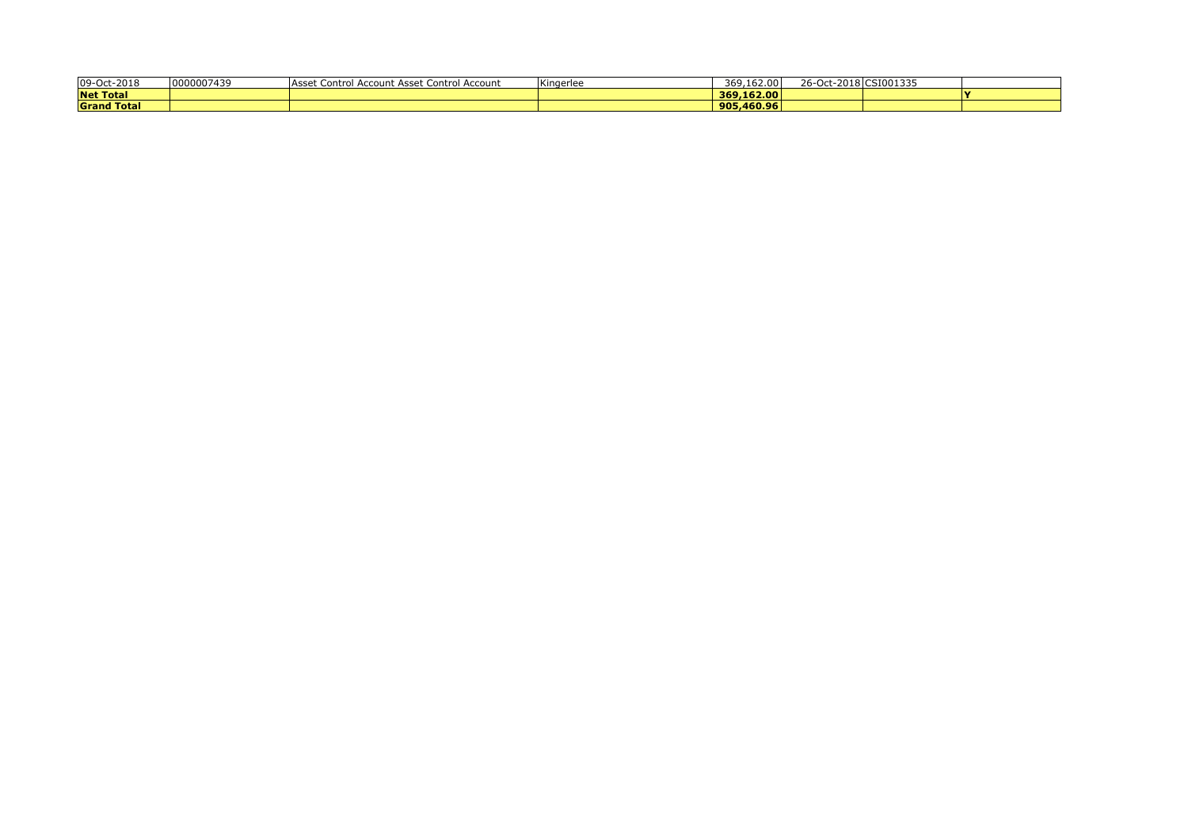| | | | | | | | |
|---|---|---|---|---|---|---|---|
| 09-Oct-2018 | 0000007439 | Asset Control Account Asset Control Account | Kingerlee | 369,162.00 | 26-Oct-2018 | CSI001335 | |
| **Net Total** | | | | **369,162.00** | | | **Y** |
| **Grand Total** | | | | **905,460.96** | | | |